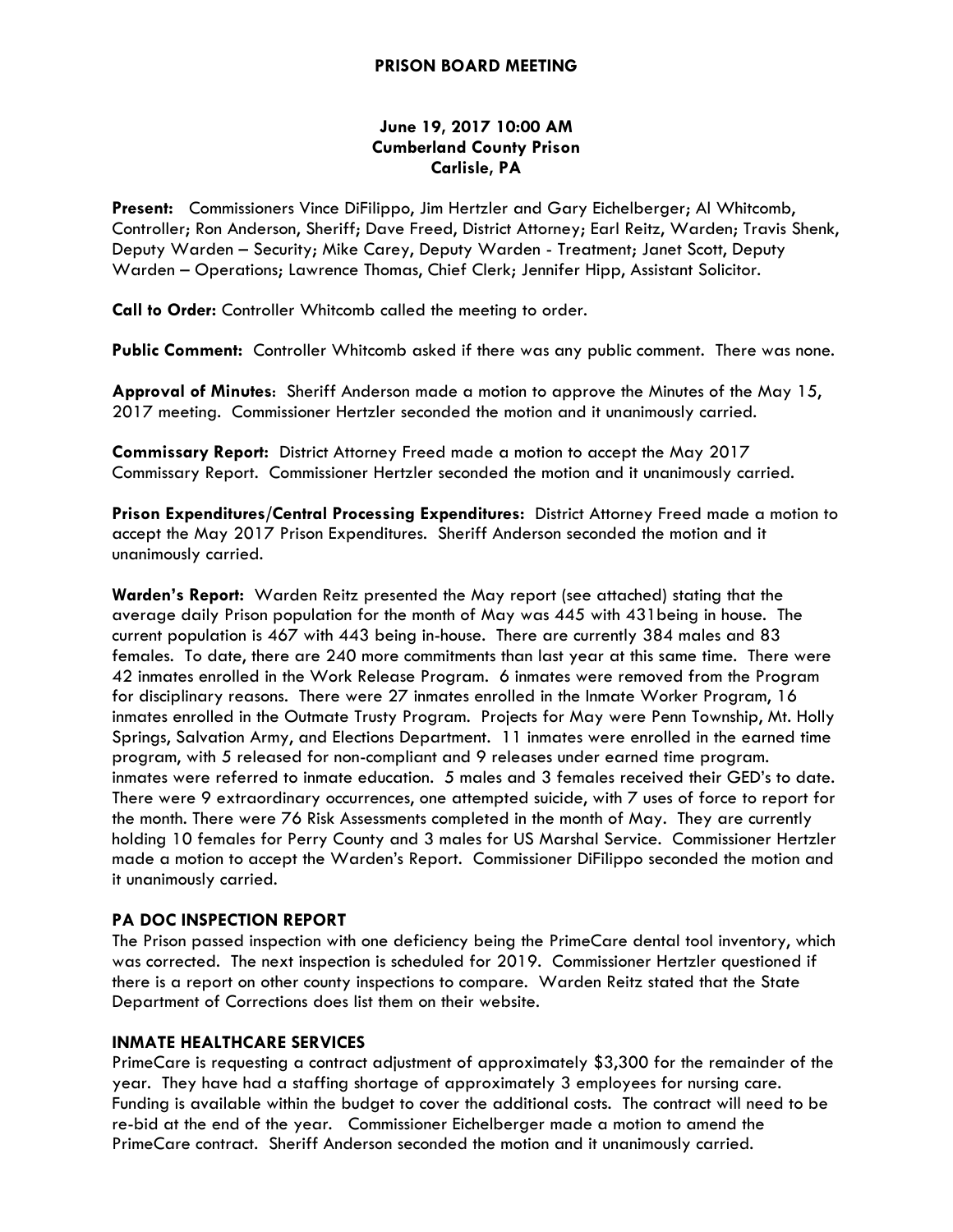# PRISON BOARD MEETING

**June 19, 2017 10:00 AM**
**Cumberland County Prison**
**Carlisle, PA**

**Present:** Commissioners Vince DiFilippo, Jim Hertzler and Gary Eichelberger; Al Whitcomb, Controller; Ron Anderson, Sheriff; Dave Freed, District Attorney; Earl Reitz, Warden; Travis Shenk, Deputy Warden – Security; Mike Carey, Deputy Warden - Treatment; Janet Scott, Deputy Warden – Operations; Lawrence Thomas, Chief Clerk; Jennifer Hipp, Assistant Solicitor.

**Call to Order:** Controller Whitcomb called the meeting to order.

**Public Comment:** Controller Whitcomb asked if there was any public comment. There was none.

**Approval of Minutes**: Sheriff Anderson made a motion to approve the Minutes of the May 15, 2017 meeting. Commissioner Hertzler seconded the motion and it unanimously carried.

**Commissary Report:** District Attorney Freed made a motion to accept the May 2017 Commissary Report. Commissioner Hertzler seconded the motion and it unanimously carried.

**Prison Expenditures/Central Processing Expenditures:** District Attorney Freed made a motion to accept the May 2017 Prison Expenditures. Sheriff Anderson seconded the motion and it unanimously carried.

**Warden's Report:** Warden Reitz presented the May report (see attached) stating that the average daily Prison population for the month of May was 445 with 431being in house. The current population is 467 with 443 being in-house. There are currently 384 males and 83 females. To date, there are 240 more commitments than last year at this same time. There were 42 inmates enrolled in the Work Release Program. 6 inmates were removed from the Program for disciplinary reasons. There were 27 inmates enrolled in the Inmate Worker Program, 16 inmates enrolled in the Outmate Trusty Program. Projects for May were Penn Township, Mt. Holly Springs, Salvation Army, and Elections Department. 11 inmates were enrolled in the earned time program, with 5 released for non-compliant and 9 releases under earned time program. inmates were referred to inmate education. 5 males and 3 females received their GED's to date. There were 9 extraordinary occurrences, one attempted suicide, with 7 uses of force to report for the month. There were 76 Risk Assessments completed in the month of May. They are currently holding 10 females for Perry County and 3 males for US Marshal Service. Commissioner Hertzler made a motion to accept the Warden's Report. Commissioner DiFilippo seconded the motion and it unanimously carried.

## PA DOC INSPECTION REPORT

The Prison passed inspection with one deficiency being the PrimeCare dental tool inventory, which was corrected. The next inspection is scheduled for 2019. Commissioner Hertzler questioned if there is a report on other county inspections to compare. Warden Reitz stated that the State Department of Corrections does list them on their website.

## INMATE HEALTHCARE SERVICES

PrimeCare is requesting a contract adjustment of approximately $3,300 for the remainder of the year. They have had a staffing shortage of approximately 3 employees for nursing care. Funding is available within the budget to cover the additional costs. The contract will need to be re-bid at the end of the year. Commissioner Eichelberger made a motion to amend the PrimeCare contract. Sheriff Anderson seconded the motion and it unanimously carried.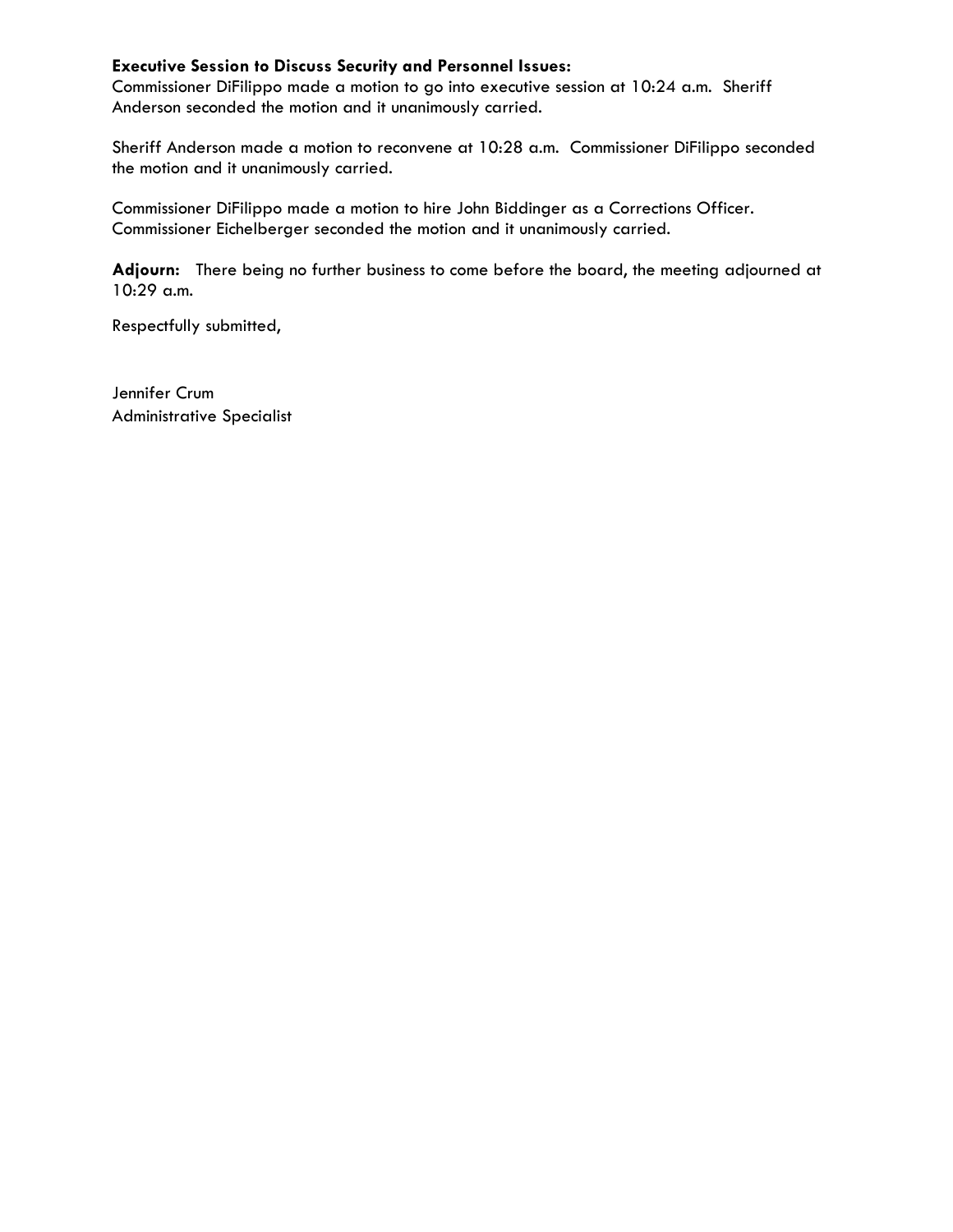**Executive Session to Discuss Security and Personnel Issues:**
Commissioner DiFilippo made a motion to go into executive session at 10:24 a.m. Sheriff Anderson seconded the motion and it unanimously carried.

Sheriff Anderson made a motion to reconvene at 10:28 a.m. Commissioner DiFilippo seconded the motion and it unanimously carried.

Commissioner DiFilippo made a motion to hire John Biddinger as a Corrections Officer. Commissioner Eichelberger seconded the motion and it unanimously carried.

**Adjourn:** There being no further business to come before the board, the meeting adjourned at 10:29 a.m.

Respectfully submitted,

Jennifer Crum
Administrative Specialist